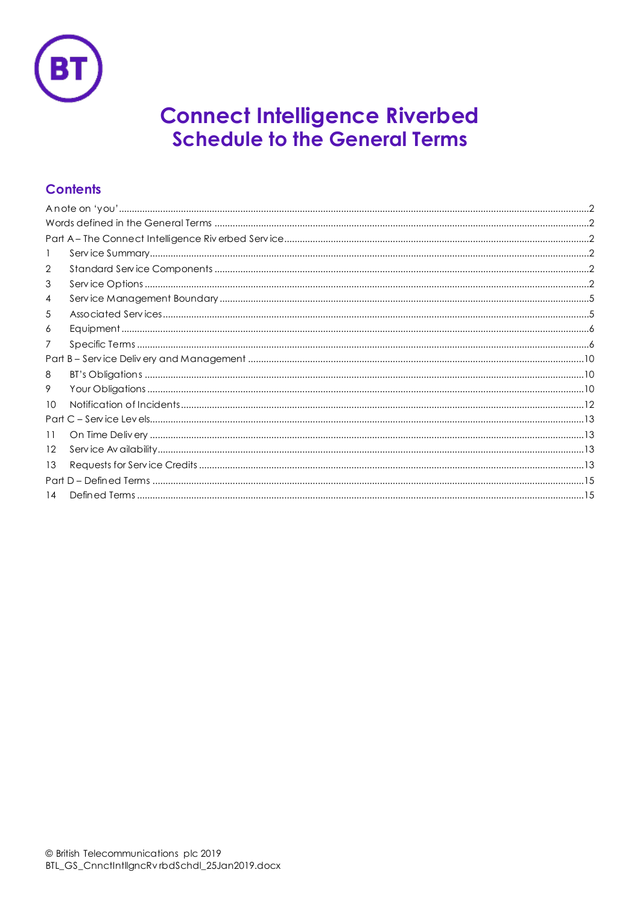# Connect Intelligence Riverbed
## Schedule to the General Terms

### Contents

A note on 'you' ..... 2
Words defined in the General Terms ..... 2
Part A – The Connect Intelligence Riverbed Service ..... 2
1 Service Summary ..... 2
2 Standard Service Components ..... 2
3 Service Options ..... 2
4 Service Management Boundary ..... 5
5 Associated Services ..... 5
6 Equipment ..... 6
7 Specific Terms ..... 6
Part B – Service Delivery and Management ..... 10
8 BT's Obligations ..... 10
9 Your Obligations ..... 10
10 Notification of Incidents ..... 12
Part C – Service Levels ..... 13
11 On Time Delivery ..... 13
12 Service Availability ..... 13
13 Requests for Service Credits ..... 13
Part D – Defined Terms ..... 15
14 Defined Terms ..... 15

© British Telecommunications plc 2019
BTL_GS_CnnctIntllgncRvrbdSchdl_25Jan2019.docx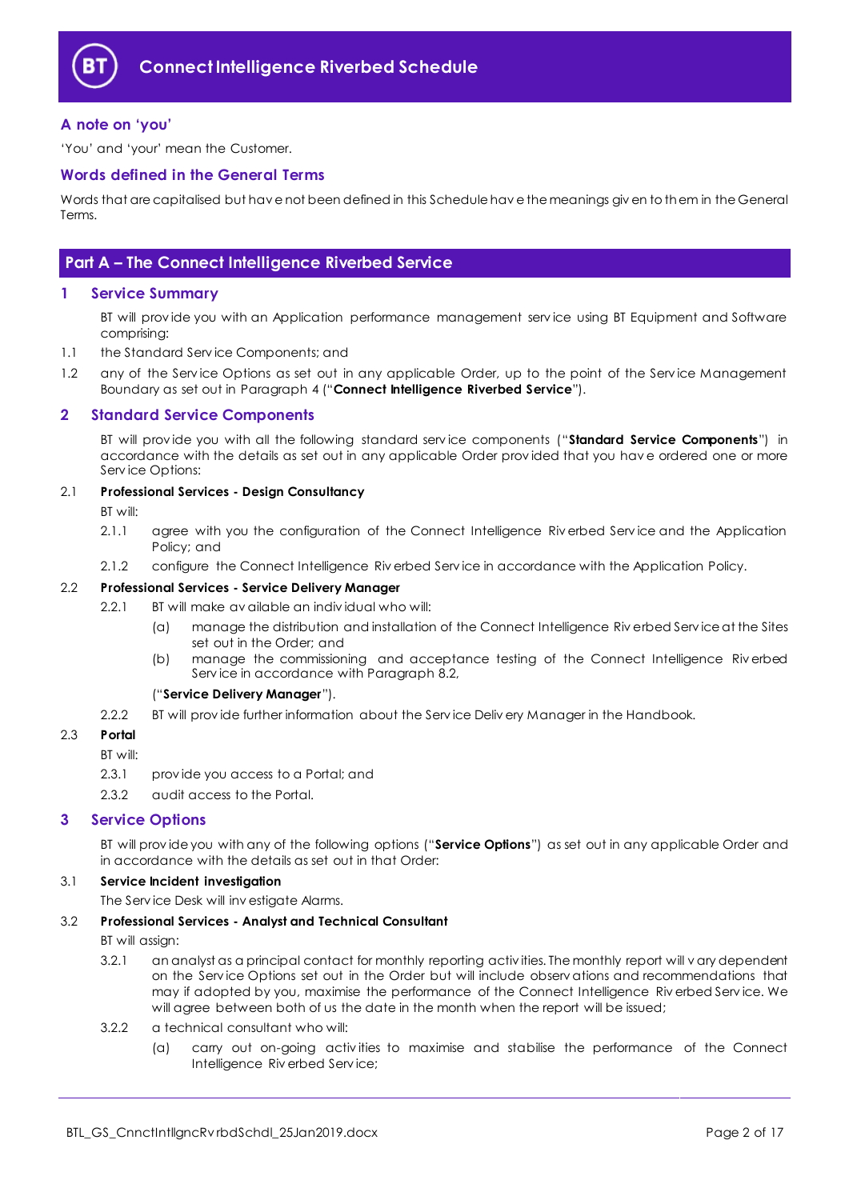# Connect Intelligence Riverbed Schedule

## A note on 'you'

'You' and 'your' mean the Customer.

## Words defined in the General Terms

Words that are capitalised but have not been defined in this Schedule have the meanings given to them in the General Terms.

## Part A – The Connect Intelligence Riverbed Service

## 1 Service Summary

BT will provide you with an Application performance management service using BT Equipment and Software comprising:

1.1 the Standard Service Components; and

1.2 any of the Service Options as set out in any applicable Order, up to the point of the Service Management Boundary as set out in Paragraph 4 ("**Connect Intelligence Riverbed Service**").

## 2 Standard Service Components

BT will provide you with all the following standard service components ("**Standard Service Components**") in accordance with the details as set out in any applicable Order provided that you have ordered one or more Service Options:

2.1 **Professional Services - Design Consultancy**

BT will:

2.1.1 agree with you the configuration of the Connect Intelligence Riverbed Service and the Application Policy; and

2.1.2 configure the Connect Intelligence Riverbed Service in accordance with the Application Policy.

2.2 **Professional Services - Service Delivery Manager**

2.2.1 BT will make available an individual who will:

(a) manage the distribution and installation of the Connect Intelligence Riverbed Service at the Sites set out in the Order; and

(b) manage the commissioning and acceptance testing of the Connect Intelligence Riverbed Service in accordance with Paragraph 8.2,

("**Service Delivery Manager**").

2.2.2 BT will provide further information about the Service Delivery Manager in the Handbook.

2.3 **Portal**

BT will:

2.3.1 provide you access to a Portal; and

2.3.2 audit access to the Portal.

## 3 Service Options

BT will provide you with any of the following options ("**Service Options**") as set out in any applicable Order and in accordance with the details as set out in that Order:

3.1 **Service Incident investigation**

The Service Desk will investigate Alarms.

3.2 **Professional Services - Analyst and Technical Consultant**

BT will assign:

3.2.1 an analyst as a principal contact for monthly reporting activities. The monthly report will vary dependent on the Service Options set out in the Order but will include observations and recommendations that may if adopted by you, maximise the performance of the Connect Intelligence Riverbed Service. We will agree between both of us the date in the month when the report will be issued;

3.2.2 a technical consultant who will:

(a) carry out on-going activities to maximise and stabilise the performance of the Connect Intelligence Riverbed Service;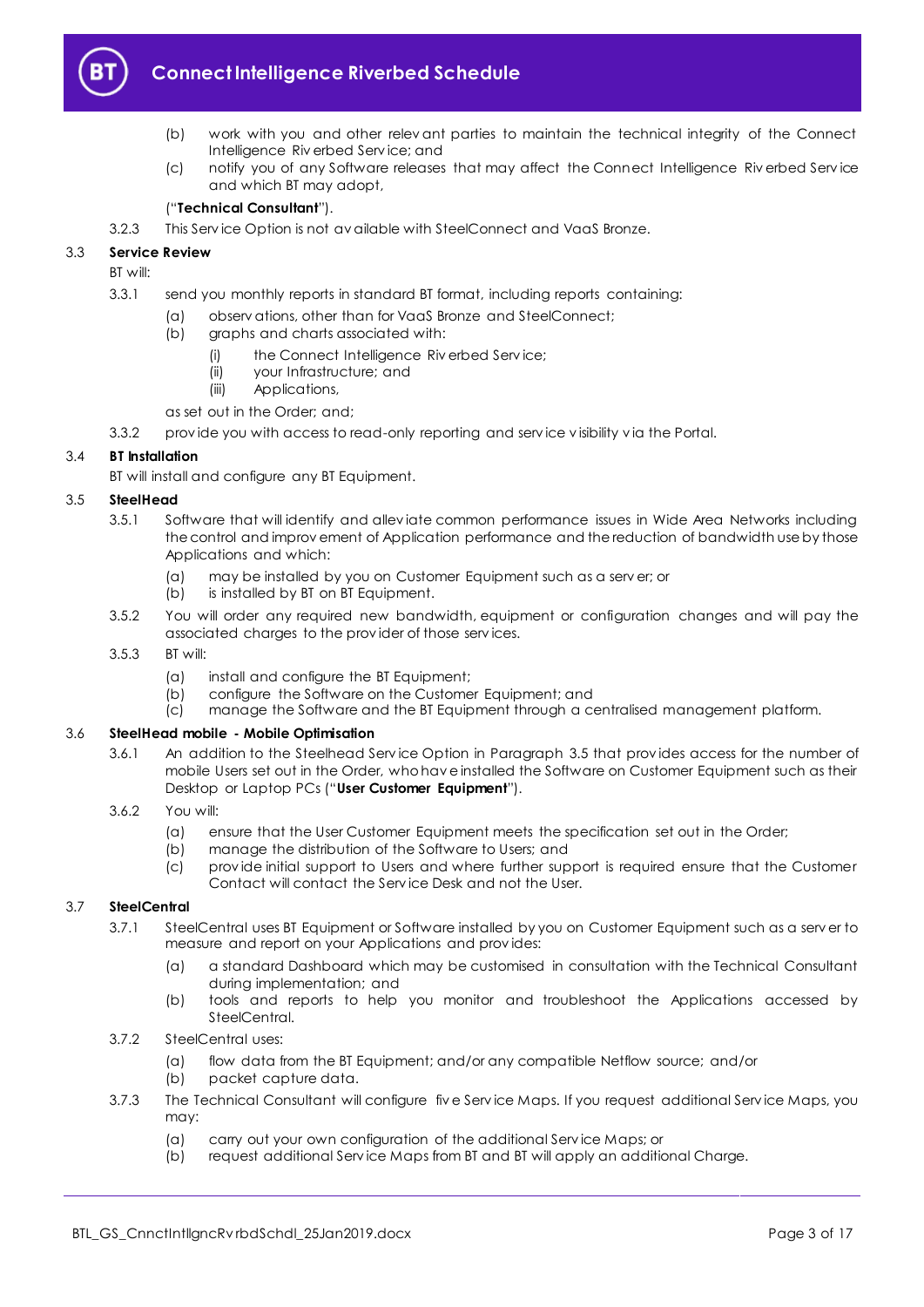(b) work with you and other relevant parties to maintain the technical integrity of the Connect Intelligence Riverbed Service; and

(c) notify you of any Software releases that may affect the Connect Intelligence Riverbed Service and which BT may adopt,

("**Technical Consultant**").

3.2.3 This Service Option is not available with SteelConnect and VaaS Bronze.

**3.3 Service Review**

BT will:

3.3.1 send you monthly reports in standard BT format, including reports containing:

(a) observations, other than for VaaS Bronze and SteelConnect;

(b) graphs and charts associated with:

(i) the Connect Intelligence Riverbed Service;

(ii) your Infrastructure; and

(iii) Applications,

as set out in the Order; and;

3.3.2 provide you with access to read-only reporting and service visibility via the Portal.

**3.4 BT Installation**

BT will install and configure any BT Equipment.

**3.5 SteelHead**

3.5.1 Software that will identify and alleviate common performance issues in Wide Area Networks including the control and improvement of Application performance and the reduction of bandwidth use by those Applications and which:

(a) may be installed by you on Customer Equipment such as a server; or

(b) is installed by BT on BT Equipment.

3.5.2 You will order any required new bandwidth, equipment or configuration changes and will pay the associated charges to the provider of those services.

3.5.3 BT will:

(a) install and configure the BT Equipment;

(b) configure the Software on the Customer Equipment; and

(c) manage the Software and the BT Equipment through a centralised management platform.

**3.6 SteelHead mobile - Mobile Optimisation**

3.6.1 An addition to the Steelhead Service Option in Paragraph 3.5 that provides access for the number of mobile Users set out in the Order, who have installed the Software on Customer Equipment such as their Desktop or Laptop PCs ("**User Customer Equipment**").

3.6.2 You will:

(a) ensure that the User Customer Equipment meets the specification set out in the Order;

(b) manage the distribution of the Software to Users; and

(c) provide initial support to Users and where further support is required ensure that the Customer Contact will contact the Service Desk and not the User.

**3.7 SteelCentral**

3.7.1 SteelCentral uses BT Equipment or Software installed by you on Customer Equipment such as a server to measure and report on your Applications and provides:

(a) a standard Dashboard which may be customised in consultation with the Technical Consultant during implementation; and

(b) tools and reports to help you monitor and troubleshoot the Applications accessed by SteelCentral.

3.7.2 SteelCentral uses:

(a) flow data from the BT Equipment; and/or any compatible Netflow source; and/or

(b) packet capture data.

3.7.3 The Technical Consultant will configure five Service Maps. If you request additional Service Maps, you may:

(a) carry out your own configuration of the additional Service Maps; or

(b) request additional Service Maps from BT and BT will apply an additional Charge.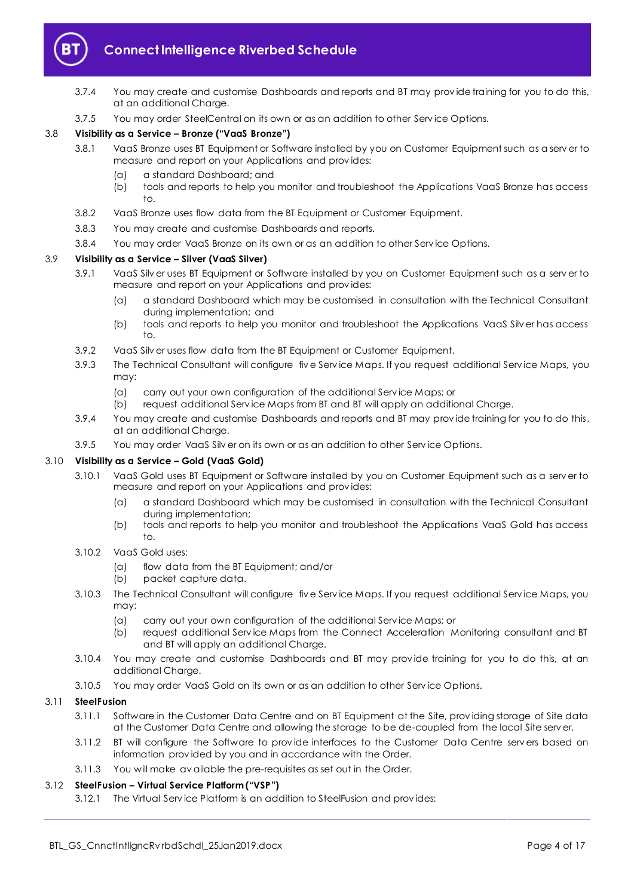3.7.4 You may create and customise Dashboards and reports and BT may provide training for you to do this, at an additional Charge.

3.7.5 You may order SteelCentral on its own or as an addition to other Service Options.

**3.8 Visibility as a Service – Bronze ("VaaS Bronze")**

3.8.1 VaaS Bronze uses BT Equipment or Software installed by you on Customer Equipment such as a server to measure and report on your Applications and provides:

(a) a standard Dashboard; and

(b) tools and reports to help you monitor and troubleshoot the Applications VaaS Bronze has access to.

3.8.2 VaaS Bronze uses flow data from the BT Equipment or Customer Equipment.

3.8.3 You may create and customise Dashboards and reports.

3.8.4 You may order VaaS Bronze on its own or as an addition to other Service Options.

**3.9 Visibility as a Service – Silver (VaaS Silver)**

3.9.1 VaaS Silver uses BT Equipment or Software installed by you on Customer Equipment such as a server to measure and report on your Applications and provides:

(a) a standard Dashboard which may be customised in consultation with the Technical Consultant during implementation; and

(b) tools and reports to help you monitor and troubleshoot the Applications VaaS Silver has access to.

3.9.2 VaaS Silver uses flow data from the BT Equipment or Customer Equipment.

3.9.3 The Technical Consultant will configure five Service Maps. If you request additional Service Maps, you may:

(a) carry out your own configuration of the additional Service Maps; or

(b) request additional Service Maps from BT and BT will apply an additional Charge.

3.9.4 You may create and customise Dashboards and reports and BT may provide training for you to do this, at an additional Charge.

3.9.5 You may order VaaS Silver on its own or as an addition to other Service Options.

**3.10 Visibility as a Service – Gold (VaaS Gold)**

3.10.1 VaaS Gold uses BT Equipment or Software installed by you on Customer Equipment such as a server to measure and report on your Applications and provides:

(a) a standard Dashboard which may be customised in consultation with the Technical Consultant during implementation;

(b) tools and reports to help you monitor and troubleshoot the Applications VaaS Gold has access to.

3.10.2 VaaS Gold uses:

(a) flow data from the BT Equipment; and/or

(b) packet capture data.

3.10.3 The Technical Consultant will configure five Service Maps. If you request additional Service Maps, you may:

(a) carry out your own configuration of the additional Service Maps; or

(b) request additional Service Maps from the Connect Acceleration Monitoring consultant and BT and BT will apply an additional Charge.

3.10.4 You may create and customise Dashboards and BT may provide training for you to do this, at an additional Charge.

3.10.5 You may order VaaS Gold on its own or as an addition to other Service Options.

**3.11 SteelFusion**

3.11.1 Software in the Customer Data Centre and on BT Equipment at the Site, providing storage of Site data at the Customer Data Centre and allowing the storage to be de-coupled from the local Site server.

3.11.2 BT will configure the Software to provide interfaces to the Customer Data Centre servers based on information provided by you and in accordance with the Order.

3.11.3 You will make available the pre-requisites as set out in the Order.

**3.12 SteelFusion – Virtual Service Platform ("VSP")**

3.12.1 The Virtual Service Platform is an addition to SteelFusion and provides: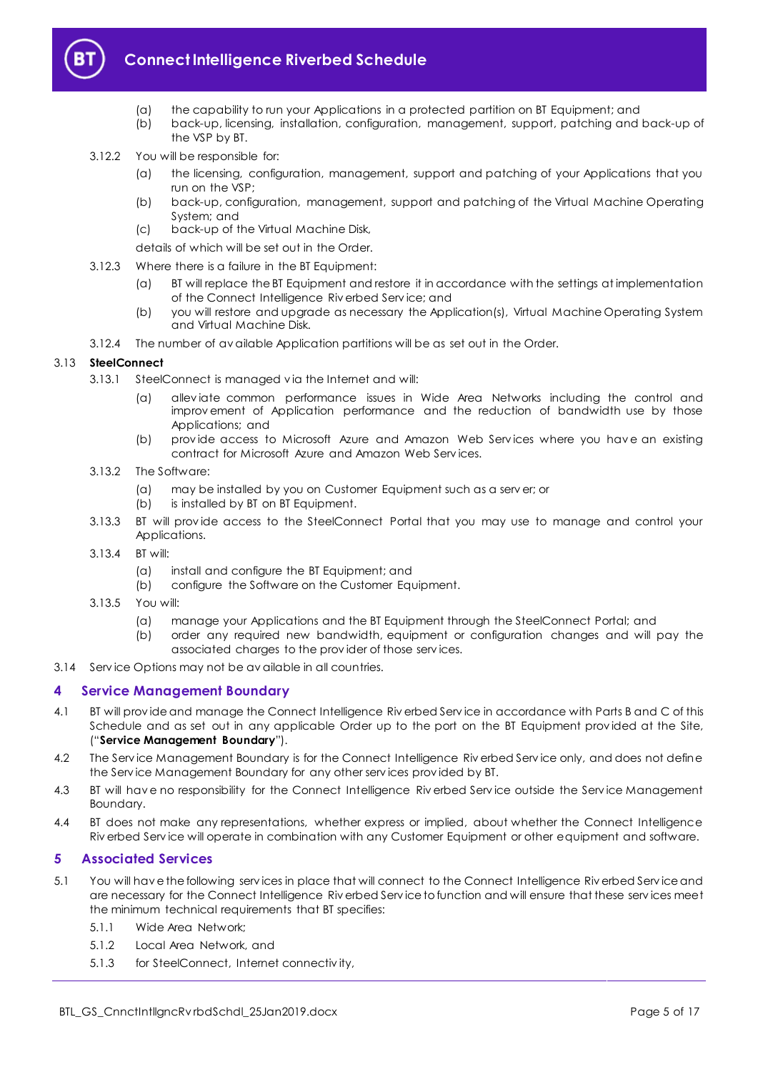(a) the capability to run your Applications in a protected partition on BT Equipment; and

(b) back-up, licensing, installation, configuration, management, support, patching and back-up of the VSP by BT.

3.12.2 You will be responsible for:

(a) the licensing, configuration, management, support and patching of your Applications that you run on the VSP;

(b) back-up, configuration, management, support and patching of the Virtual Machine Operating System; and

(c) back-up of the Virtual Machine Disk,

details of which will be set out in the Order.

3.12.3 Where there is a failure in the BT Equipment:

(a) BT will replace the BT Equipment and restore it in accordance with the settings at implementation of the Connect Intelligence Riverbed Service; and

(b) you will restore and upgrade as necessary the Application(s), Virtual Machine Operating System and Virtual Machine Disk.

3.12.4 The number of available Application partitions will be as set out in the Order.

3.13 **SteelConnect**

3.13.1 SteelConnect is managed via the Internet and will:

(a) alleviate common performance issues in Wide Area Networks including the control and improvement of Application performance and the reduction of bandwidth use by those Applications; and

(b) provide access to Microsoft Azure and Amazon Web Services where you have an existing contract for Microsoft Azure and Amazon Web Services.

3.13.2 The Software:

(a) may be installed by you on Customer Equipment such as a server; or

(b) is installed by BT on BT Equipment.

3.13.3 BT will provide access to the SteelConnect Portal that you may use to manage and control your Applications.

3.13.4 BT will:

(a) install and configure the BT Equipment; and

(b) configure the Software on the Customer Equipment.

3.13.5 You will:

(a) manage your Applications and the BT Equipment through the SteelConnect Portal; and

(b) order any required new bandwidth, equipment or configuration changes and will pay the associated charges to the provider of those services.

3.14 Service Options may not be available in all countries.

## 4 Service Management Boundary

4.1 BT will provide and manage the Connect Intelligence Riverbed Service in accordance with Parts B and C of this Schedule and as set out in any applicable Order up to the port on the BT Equipment provided at the Site, ("**Service Management Boundary**").

4.2 The Service Management Boundary is for the Connect Intelligence Riverbed Service only, and does not define the Service Management Boundary for any other services provided by BT.

4.3 BT will have no responsibility for the Connect Intelligence Riverbed Service outside the Service Management Boundary.

4.4 BT does not make any representations, whether express or implied, about whether the Connect Intelligence Riverbed Service will operate in combination with any Customer Equipment or other equipment and software.

## 5 Associated Services

5.1 You will have the following services in place that will connect to the Connect Intelligence Riverbed Service and are necessary for the Connect Intelligence Riverbed Service to function and will ensure that these services meet the minimum technical requirements that BT specifies:

5.1.1 Wide Area Network;

5.1.2 Local Area Network, and

5.1.3 for SteelConnect, Internet connectivity,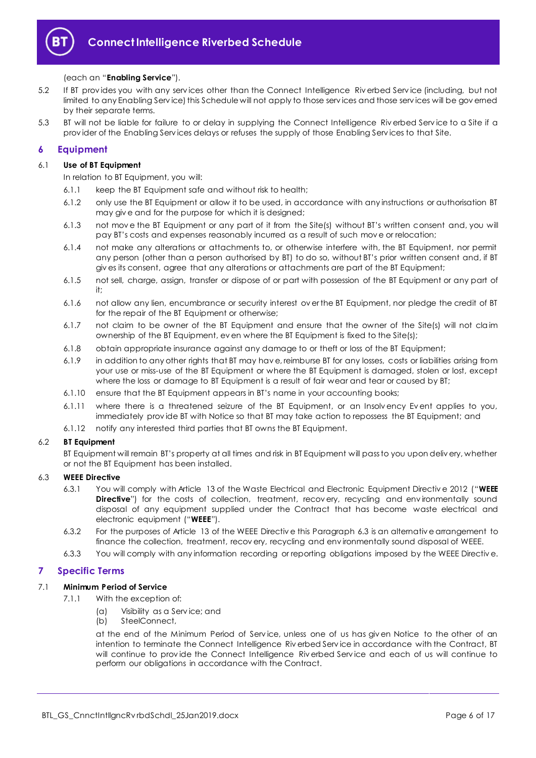(each an "**Enabling Service**").

5.2 If BT provides you with any services other than the Connect Intelligence Riverbed Service (including, but not limited to any Enabling Service) this Schedule will not apply to those services and those services will be governed by their separate terms.

5.3 BT will not be liable for failure to or delay in supplying the Connect Intelligence Riverbed Service to a Site if a provider of the Enabling Services delays or refuses the supply of those Enabling Services to that Site.

## 6 Equipment

### 6.1 Use of BT Equipment

In relation to BT Equipment, you will:

6.1.1 keep the BT Equipment safe and without risk to health;

6.1.2 only use the BT Equipment or allow it to be used, in accordance with any instructions or authorisation BT may give and for the purpose for which it is designed;

6.1.3 not move the BT Equipment or any part of it from the Site(s) without BT's written consent and, you will pay BT's costs and expenses reasonably incurred as a result of such move or relocation;

6.1.4 not make any alterations or attachments to, or otherwise interfere with, the BT Equipment, nor permit any person (other than a person authorised by BT) to do so, without BT's prior written consent and, if BT gives its consent, agree that any alterations or attachments are part of the BT Equipment;

6.1.5 not sell, charge, assign, transfer or dispose of or part with possession of the BT Equipment or any part of it;

6.1.6 not allow any lien, encumbrance or security interest over the BT Equipment, nor pledge the credit of BT for the repair of the BT Equipment or otherwise;

6.1.7 not claim to be owner of the BT Equipment and ensure that the owner of the Site(s) will not claim ownership of the BT Equipment, even where the BT Equipment is fixed to the Site(s);

6.1.8 obtain appropriate insurance against any damage to or theft or loss of the BT Equipment;

6.1.9 in addition to any other rights that BT may have, reimburse BT for any losses, costs or liabilities arising from your use or miss-use of the BT Equipment or where the BT Equipment is damaged, stolen or lost, except where the loss or damage to BT Equipment is a result of fair wear and tear or caused by BT;

6.1.10 ensure that the BT Equipment appears in BT's name in your accounting books;

6.1.11 where there is a threatened seizure of the BT Equipment, or an Insolvency Event applies to you, immediately provide BT with Notice so that BT may take action to repossess the BT Equipment; and

6.1.12 notify any interested third parties that BT owns the BT Equipment.

### 6.2 BT Equipment

BT Equipment will remain BT's property at all times and risk in BT Equipment will pass to you upon delivery, whether or not the BT Equipment has been installed.

### 6.3 WEEE Directive

6.3.1 You will comply with Article 13 of the Waste Electrical and Electronic Equipment Directive 2012 ("**WEEE Directive**") for the costs of collection, treatment, recovery, recycling and environmentally sound disposal of any equipment supplied under the Contract that has become waste electrical and electronic equipment ("**WEEE**").

6.3.2 For the purposes of Article 13 of the WEEE Directive this Paragraph 6.3 is an alternative arrangement to finance the collection, treatment, recovery, recycling and environmentally sound disposal of WEEE.

6.3.3 You will comply with any information recording or reporting obligations imposed by the WEEE Directive.

## 7 Specific Terms

### 7.1 Minimum Period of Service

7.1.1 With the exception of:

(a) Visibility as a Service; and

(b) SteelConnect,

at the end of the Minimum Period of Service, unless one of us has given Notice to the other of an intention to terminate the Connect Intelligence Riverbed Service in accordance with the Contract, BT will continue to provide the Connect Intelligence Riverbed Service and each of us will continue to perform our obligations in accordance with the Contract.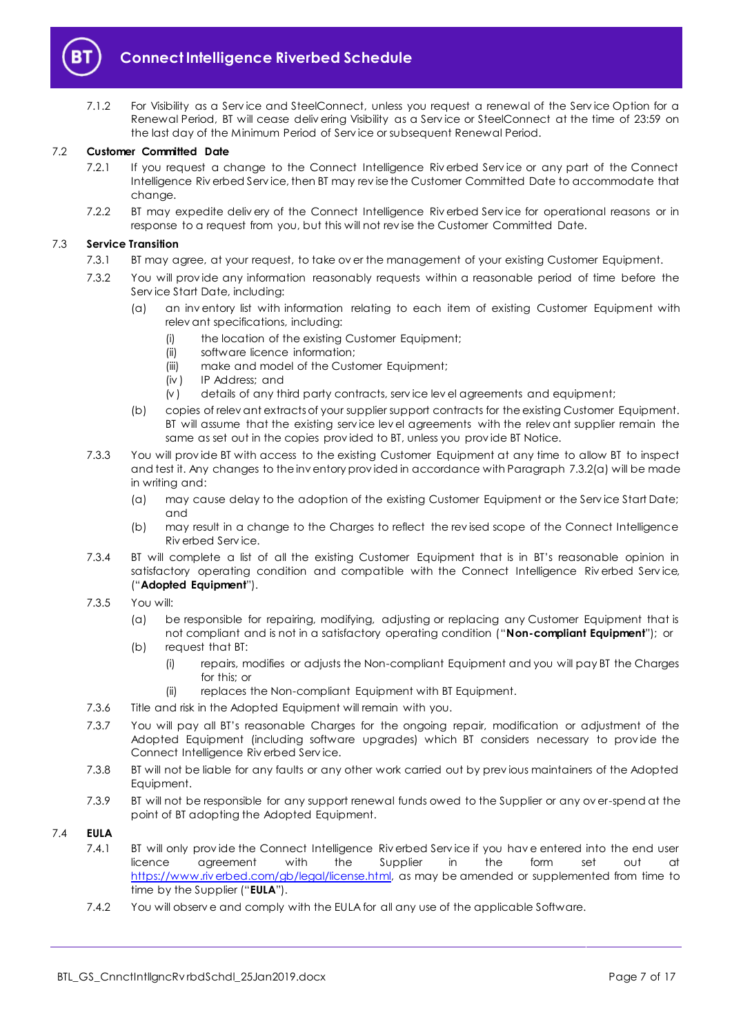7.1.2 For Visibility as a Service and SteelConnect, unless you request a renewal of the Service Option for a Renewal Period, BT will cease delivering Visibility as a Service or SteelConnect at the time of 23:59 on the last day of the Minimum Period of Service or subsequent Renewal Period.

**7.2 Customer Committed Date**

7.2.1 If you request a change to the Connect Intelligence Riverbed Service or any part of the Connect Intelligence Riverbed Service, then BT may revise the Customer Committed Date to accommodate that change.

7.2.2 BT may expedite delivery of the Connect Intelligence Riverbed Service for operational reasons or in response to a request from you, but this will not revise the Customer Committed Date.

**7.3 Service Transition**

7.3.1 BT may agree, at your request, to take over the management of your existing Customer Equipment.

7.3.2 You will provide any information reasonably requests within a reasonable period of time before the Service Start Date, including:

(a) an inventory list with information relating to each item of existing Customer Equipment with relevant specifications, including:

(i) the location of the existing Customer Equipment;

(ii) software licence information;

(iii) make and model of the Customer Equipment;

(iv) IP Address; and

(v) details of any third party contracts, service level agreements and equipment;

(b) copies of relevant extracts of your supplier support contracts for the existing Customer Equipment. BT will assume that the existing service level agreements with the relevant supplier remain the same as set out in the copies provided to BT, unless you provide BT Notice.

7.3.3 You will provide BT with access to the existing Customer Equipment at any time to allow BT to inspect and test it. Any changes to the inventory provided in accordance with Paragraph 7.3.2(a) will be made in writing and:

(a) may cause delay to the adoption of the existing Customer Equipment or the Service Start Date; and

(b) may result in a change to the Charges to reflect the revised scope of the Connect Intelligence Riverbed Service.

7.3.4 BT will complete a list of all the existing Customer Equipment that is in BT's reasonable opinion in satisfactory operating condition and compatible with the Connect Intelligence Riverbed Service, ("**Adopted Equipment**").

7.3.5 You will:

(a) be responsible for repairing, modifying, adjusting or replacing any Customer Equipment that is not compliant and is not in a satisfactory operating condition ("**Non-compliant Equipment**"); or

(b) request that BT:

(i) repairs, modifies or adjusts the Non-compliant Equipment and you will pay BT the Charges for this; or

(ii) replaces the Non-compliant Equipment with BT Equipment.

7.3.6 Title and risk in the Adopted Equipment will remain with you.

7.3.7 You will pay all BT's reasonable Charges for the ongoing repair, modification or adjustment of the Adopted Equipment (including software upgrades) which BT considers necessary to provide the Connect Intelligence Riverbed Service.

7.3.8 BT will not be liable for any faults or any other work carried out by previous maintainers of the Adopted Equipment.

7.3.9 BT will not be responsible for any support renewal funds owed to the Supplier or any over-spend at the point of BT adopting the Adopted Equipment.

**7.4 EULA**

7.4.1 BT will only provide the Connect Intelligence Riverbed Service if you have entered into the end user licence agreement with the Supplier in the form set out at https://www.riverbed.com/gb/legal/license.html, as may be amended or supplemented from time to time by the Supplier ("**EULA**").

7.4.2 You will observe and comply with the EULA for all any use of the applicable Software.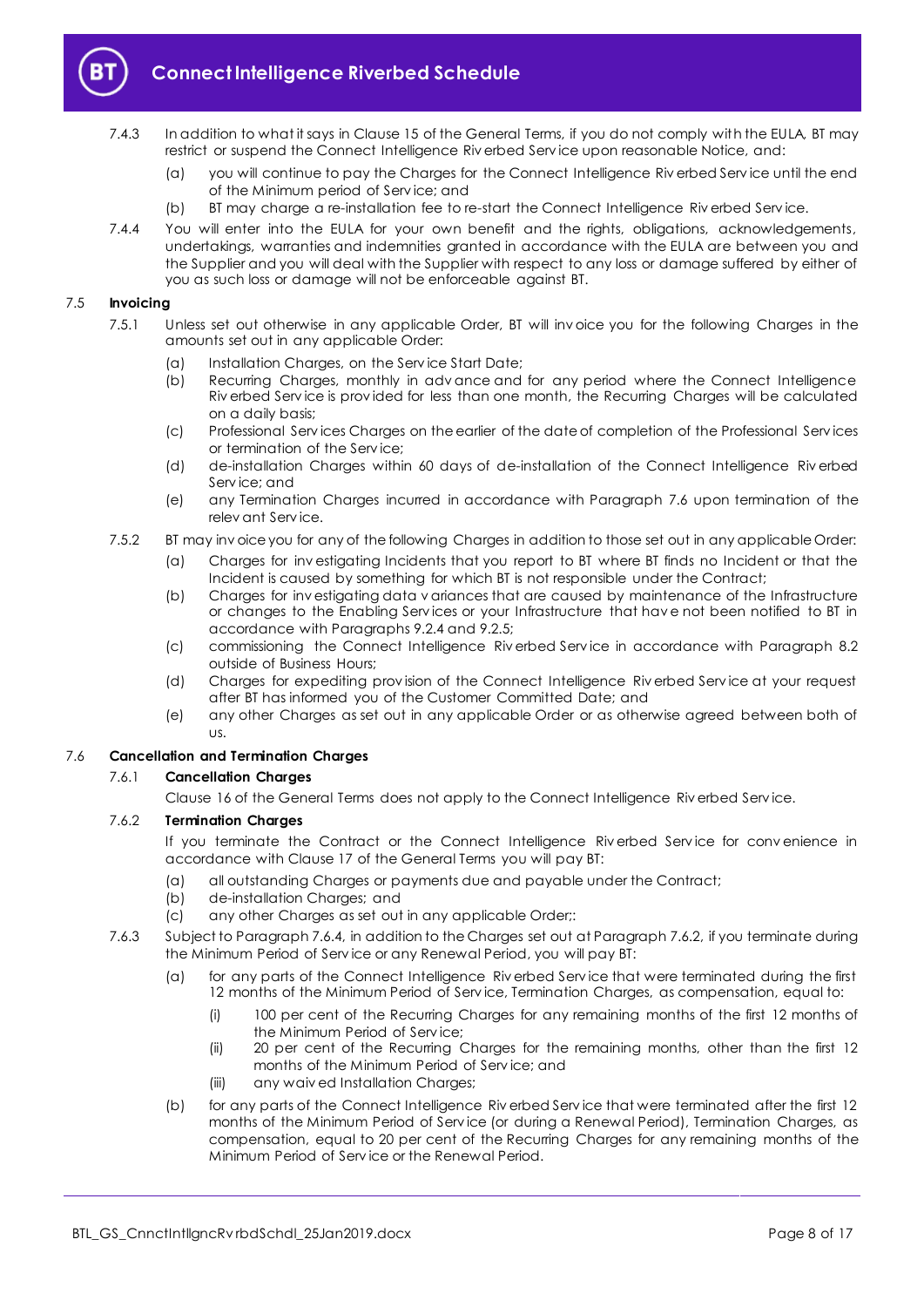7.4.3 In addition to what it says in Clause 15 of the General Terms, if you do not comply with the EULA, BT may restrict or suspend the Connect Intelligence Riverbed Service upon reasonable Notice, and:

(a) you will continue to pay the Charges for the Connect Intelligence Riverbed Service until the end of the Minimum period of Service; and

(b) BT may charge a re-installation fee to re-start the Connect Intelligence Riverbed Service.

7.4.4 You will enter into the EULA for your own benefit and the rights, obligations, acknowledgements, undertakings, warranties and indemnities granted in accordance with the EULA are between you and the Supplier and you will deal with the Supplier with respect to any loss or damage suffered by either of you as such loss or damage will not be enforceable against BT.

### 7.5 Invoicing

7.5.1 Unless set out otherwise in any applicable Order, BT will invoice you for the following Charges in the amounts set out in any applicable Order:

(a) Installation Charges, on the Service Start Date;

(b) Recurring Charges, monthly in advance and for any period where the Connect Intelligence Riverbed Service is provided for less than one month, the Recurring Charges will be calculated on a daily basis;

(c) Professional Services Charges on the earlier of the date of completion of the Professional Services or termination of the Service;

(d) de-installation Charges within 60 days of de-installation of the Connect Intelligence Riverbed Service; and

(e) any Termination Charges incurred in accordance with Paragraph 7.6 upon termination of the relevant Service.

7.5.2 BT may invoice you for any of the following Charges in addition to those set out in any applicable Order:

(a) Charges for investigating Incidents that you report to BT where BT finds no Incident or that the Incident is caused by something for which BT is not responsible under the Contract;

(b) Charges for investigating data variances that are caused by maintenance of the Infrastructure or changes to the Enabling Services or your Infrastructure that have not been notified to BT in accordance with Paragraphs 9.2.4 and 9.2.5;

(c) commissioning the Connect Intelligence Riverbed Service in accordance with Paragraph 8.2 outside of Business Hours;

(d) Charges for expediting provision of the Connect Intelligence Riverbed Service at your request after BT has informed you of the Customer Committed Date; and

(e) any other Charges as set out in any applicable Order or as otherwise agreed between both of us.

### 7.6 Cancellation and Termination Charges

#### 7.6.1 Cancellation Charges

Clause 16 of the General Terms does not apply to the Connect Intelligence Riverbed Service.

#### 7.6.2 Termination Charges

If you terminate the Contract or the Connect Intelligence Riverbed Service for convenience in accordance with Clause 17 of the General Terms you will pay BT:

(a) all outstanding Charges or payments due and payable under the Contract;

(b) de-installation Charges; and

(c) any other Charges as set out in any applicable Order;:

7.6.3 Subject to Paragraph 7.6.4, in addition to the Charges set out at Paragraph 7.6.2, if you terminate during the Minimum Period of Service or any Renewal Period, you will pay BT:

(a) for any parts of the Connect Intelligence Riverbed Service that were terminated during the first 12 months of the Minimum Period of Service, Termination Charges, as compensation, equal to:

(i) 100 per cent of the Recurring Charges for any remaining months of the first 12 months of the Minimum Period of Service;

(ii) 20 per cent of the Recurring Charges for the remaining months, other than the first 12 months of the Minimum Period of Service; and

(iii) any waived Installation Charges;

(b) for any parts of the Connect Intelligence Riverbed Service that were terminated after the first 12 months of the Minimum Period of Service (or during a Renewal Period), Termination Charges, as compensation, equal to 20 per cent of the Recurring Charges for any remaining months of the Minimum Period of Service or the Renewal Period.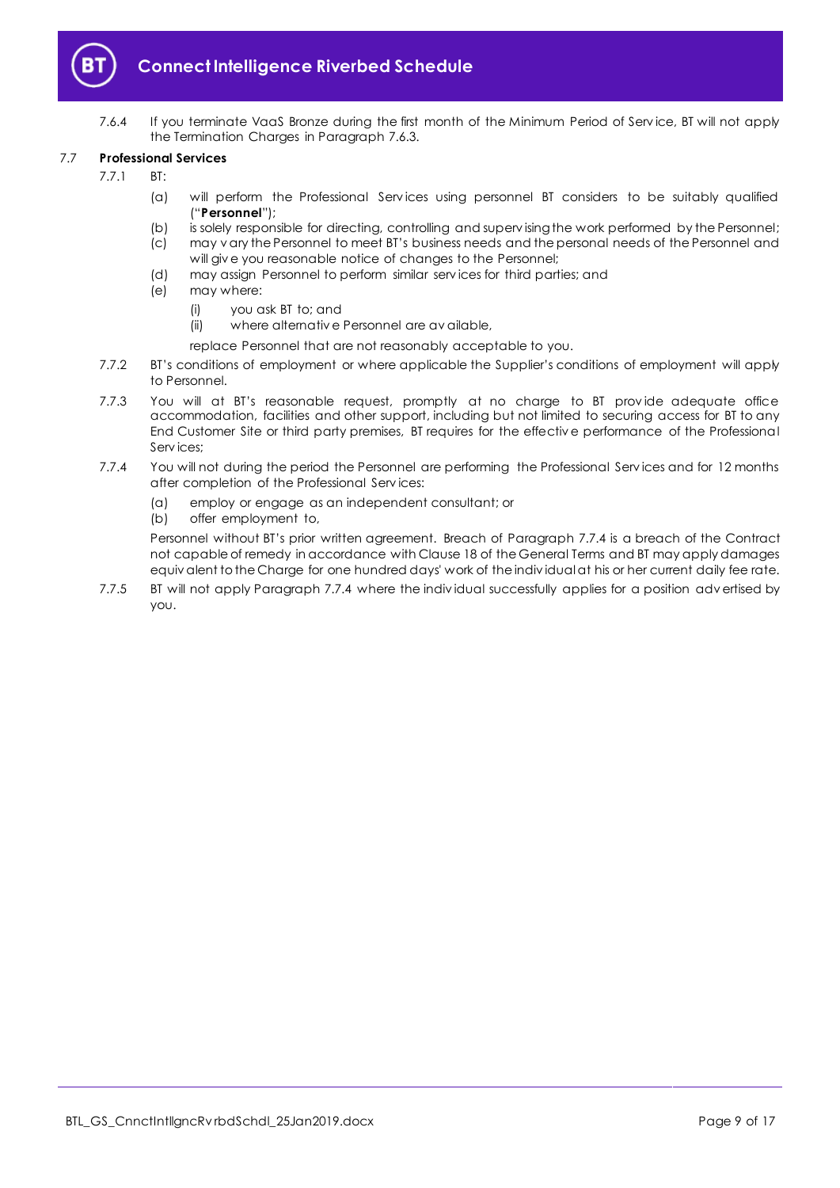7.6.4 If you terminate VaaS Bronze during the first month of the Minimum Period of Service, BT will not apply the Termination Charges in Paragraph 7.6.3.

**7.7 Professional Services**

7.7.1 BT:

(a) will perform the Professional Services using personnel BT considers to be suitably qualified ("**Personnel**");

(b) is solely responsible for directing, controlling and supervising the work performed by the Personnel;

(c) may vary the Personnel to meet BT's business needs and the personal needs of the Personnel and will give you reasonable notice of changes to the Personnel;

(d) may assign Personnel to perform similar services for third parties; and

(e) may where:

(i) you ask BT to; and

(ii) where alternative Personnel are available,

replace Personnel that are not reasonably acceptable to you.

7.7.2 BT's conditions of employment or where applicable the Supplier's conditions of employment will apply to Personnel.

7.7.3 You will at BT's reasonable request, promptly at no charge to BT provide adequate office accommodation, facilities and other support, including but not limited to securing access for BT to any End Customer Site or third party premises, BT requires for the effective performance of the Professional Services;

7.7.4 You will not during the period the Personnel are performing the Professional Services and for 12 months after completion of the Professional Services:

(a) employ or engage as an independent consultant; or

(b) offer employment to,

Personnel without BT's prior written agreement. Breach of Paragraph 7.7.4 is a breach of the Contract not capable of remedy in accordance with Clause 18 of the General Terms and BT may apply damages equivalent to the Charge for one hundred days' work of the individual at his or her current daily fee rate.

7.7.5 BT will not apply Paragraph 7.7.4 where the individual successfully applies for a position advertised by you.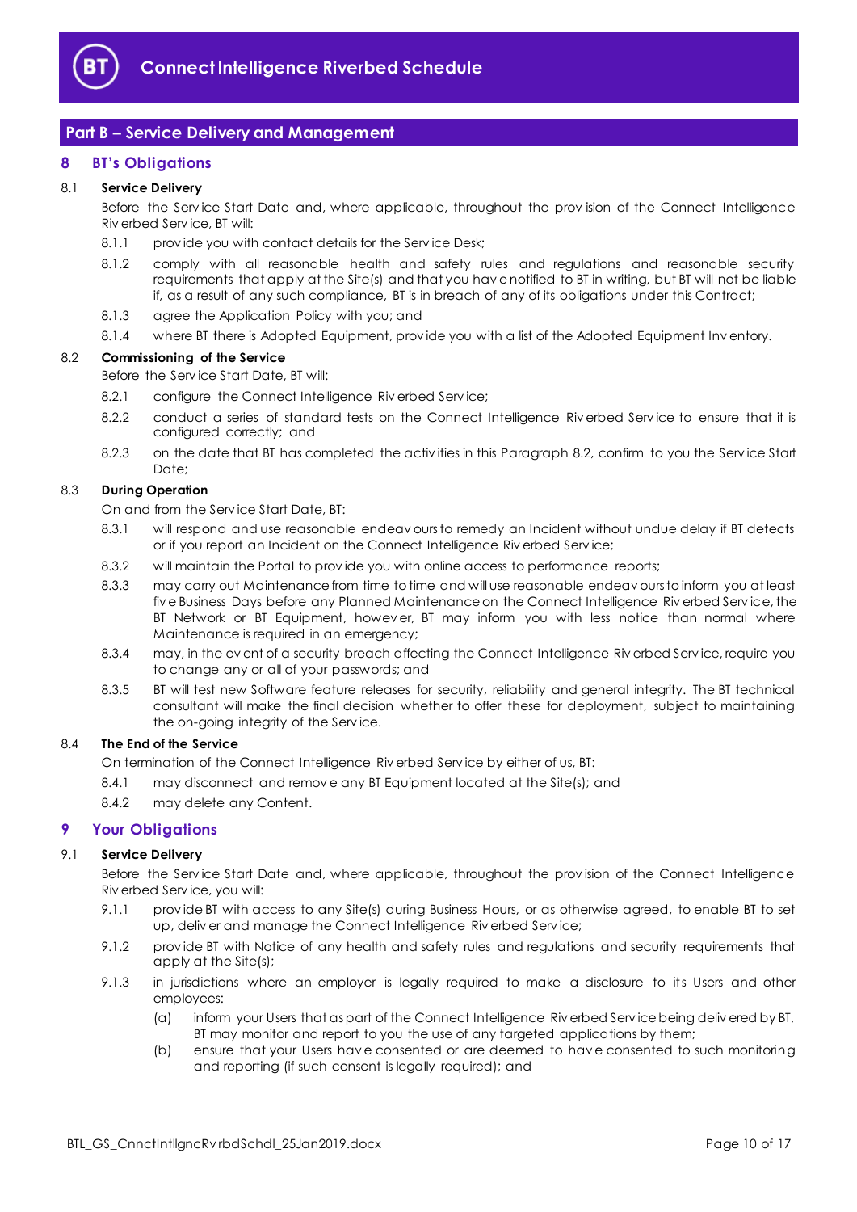## Part B – Service Delivery and Management

### 8 BT's Obligations

**8.1 Service Delivery**

Before the Service Start Date and, where applicable, throughout the provision of the Connect Intelligence Riverbed Service, BT will:

8.1.1 provide you with contact details for the Service Desk;

8.1.2 comply with all reasonable health and safety rules and regulations and reasonable security requirements that apply at the Site(s) and that you have notified to BT in writing, but BT will not be liable if, as a result of any such compliance, BT is in breach of any of its obligations under this Contract;

8.1.3 agree the Application Policy with you; and

8.1.4 where BT there is Adopted Equipment, provide you with a list of the Adopted Equipment Inventory.

**8.2 Commissioning of the Service**

Before the Service Start Date, BT will:

8.2.1 configure the Connect Intelligence Riverbed Service;

8.2.2 conduct a series of standard tests on the Connect Intelligence Riverbed Service to ensure that it is configured correctly; and

8.2.3 on the date that BT has completed the activities in this Paragraph 8.2, confirm to you the Service Start Date;

**8.3 During Operation**

On and from the Service Start Date, BT:

8.3.1 will respond and use reasonable endeavours to remedy an Incident without undue delay if BT detects or if you report an Incident on the Connect Intelligence Riverbed Service;

8.3.2 will maintain the Portal to provide you with online access to performance reports;

8.3.3 may carry out Maintenance from time to time and will use reasonable endeavours to inform you at least five Business Days before any Planned Maintenance on the Connect Intelligence Riverbed Service, the BT Network or BT Equipment, however, BT may inform you with less notice than normal where Maintenance is required in an emergency;

8.3.4 may, in the event of a security breach affecting the Connect Intelligence Riverbed Service, require you to change any or all of your passwords; and

8.3.5 BT will test new Software feature releases for security, reliability and general integrity. The BT technical consultant will make the final decision whether to offer these for deployment, subject to maintaining the on-going integrity of the Service.

**8.4 The End of the Service**

On termination of the Connect Intelligence Riverbed Service by either of us, BT:

8.4.1 may disconnect and remove any BT Equipment located at the Site(s); and

8.4.2 may delete any Content.

### 9 Your Obligations

**9.1 Service Delivery**

Before the Service Start Date and, where applicable, throughout the provision of the Connect Intelligence Riverbed Service, you will:

9.1.1 provide BT with access to any Site(s) during Business Hours, or as otherwise agreed, to enable BT to set up, deliver and manage the Connect Intelligence Riverbed Service;

9.1.2 provide BT with Notice of any health and safety rules and regulations and security requirements that apply at the Site(s);

9.1.3 in jurisdictions where an employer is legally required to make a disclosure to its Users and other employees:

(a) inform your Users that as part of the Connect Intelligence Riverbed Service being delivered by BT, BT may monitor and report to you the use of any targeted applications by them;

(b) ensure that your Users have consented or are deemed to have consented to such monitoring and reporting (if such consent is legally required); and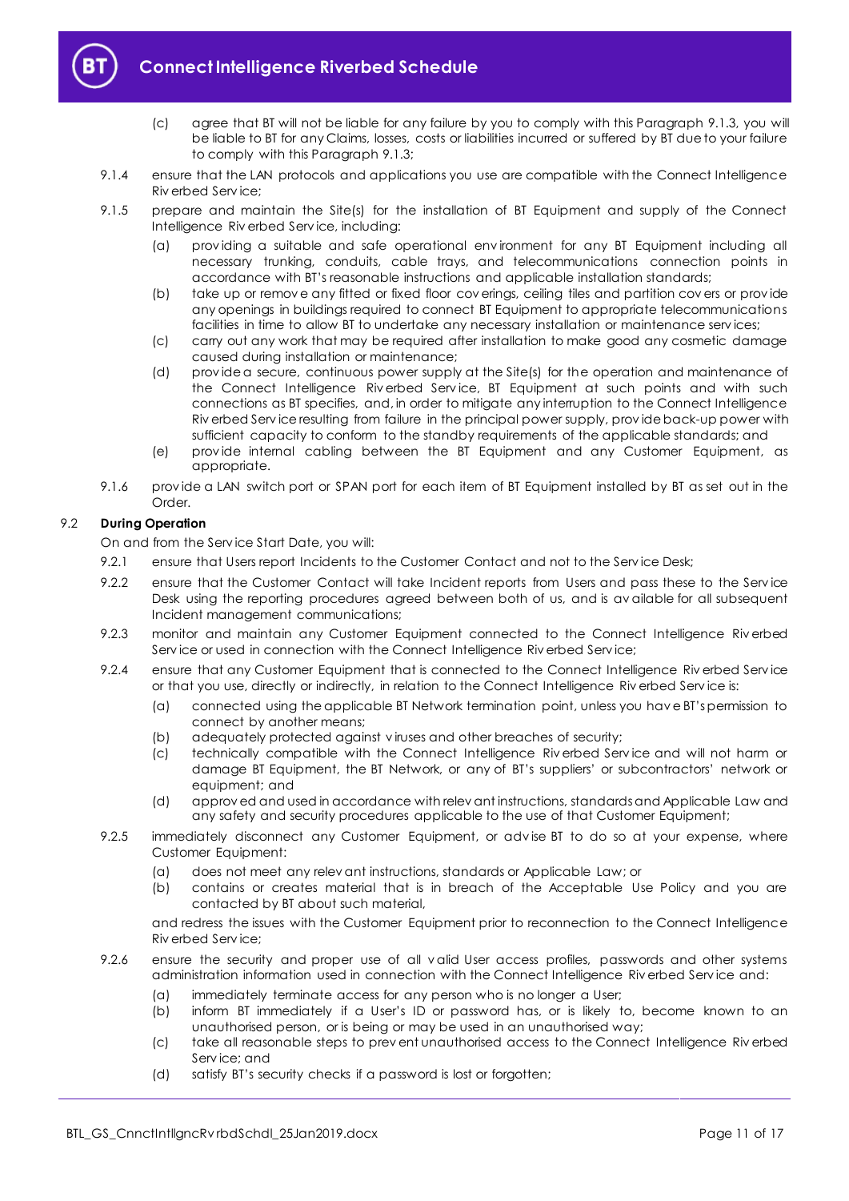(c) agree that BT will not be liable for any failure by you to comply with this Paragraph 9.1.3, you will be liable to BT for any Claims, losses, costs or liabilities incurred or suffered by BT due to your failure to comply with this Paragraph 9.1.3;

9.1.4 ensure that the LAN protocols and applications you use are compatible with the Connect Intelligence Riverbed Service;

9.1.5 prepare and maintain the Site(s) for the installation of BT Equipment and supply of the Connect Intelligence Riverbed Service, including:

(a) providing a suitable and safe operational environment for any BT Equipment including all necessary trunking, conduits, cable trays, and telecommunications connection points in accordance with BT's reasonable instructions and applicable installation standards;

(b) take up or remove any fitted or fixed floor coverings, ceiling tiles and partition covers or provide any openings in buildings required to connect BT Equipment to appropriate telecommunications facilities in time to allow BT to undertake any necessary installation or maintenance services;

(c) carry out any work that may be required after installation to make good any cosmetic damage caused during installation or maintenance;

(d) provide a secure, continuous power supply at the Site(s) for the operation and maintenance of the Connect Intelligence Riverbed Service, BT Equipment at such points and with such connections as BT specifies, and, in order to mitigate any interruption to the Connect Intelligence Riverbed Service resulting from failure in the principal power supply, provide back-up power with sufficient capacity to conform to the standby requirements of the applicable standards; and

(e) provide internal cabling between the BT Equipment and any Customer Equipment, as appropriate.

9.1.6 provide a LAN switch port or SPAN port for each item of BT Equipment installed by BT as set out in the Order.

### 9.2 During Operation

On and from the Service Start Date, you will:

9.2.1 ensure that Users report Incidents to the Customer Contact and not to the Service Desk;

9.2.2 ensure that the Customer Contact will take Incident reports from Users and pass these to the Service Desk using the reporting procedures agreed between both of us, and is available for all subsequent Incident management communications;

9.2.3 monitor and maintain any Customer Equipment connected to the Connect Intelligence Riverbed Service or used in connection with the Connect Intelligence Riverbed Service;

9.2.4 ensure that any Customer Equipment that is connected to the Connect Intelligence Riverbed Service or that you use, directly or indirectly, in relation to the Connect Intelligence Riverbed Service is:

(a) connected using the applicable BT Network termination point, unless you have BT's permission to connect by another means;

(b) adequately protected against viruses and other breaches of security;

(c) technically compatible with the Connect Intelligence Riverbed Service and will not harm or damage BT Equipment, the BT Network, or any of BT's suppliers' or subcontractors' network or equipment; and

(d) approved and used in accordance with relevant instructions, standards and Applicable Law and any safety and security procedures applicable to the use of that Customer Equipment;

9.2.5 immediately disconnect any Customer Equipment, or advise BT to do so at your expense, where Customer Equipment:

(a) does not meet any relevant instructions, standards or Applicable Law; or

(b) contains or creates material that is in breach of the Acceptable Use Policy and you are contacted by BT about such material,

and redress the issues with the Customer Equipment prior to reconnection to the Connect Intelligence Riverbed Service;

9.2.6 ensure the security and proper use of all valid User access profiles, passwords and other systems administration information used in connection with the Connect Intelligence Riverbed Service and:

(a) immediately terminate access for any person who is no longer a User;

(b) inform BT immediately if a User's ID or password has, or is likely to, become known to an unauthorised person, or is being or may be used in an unauthorised way;

(c) take all reasonable steps to prevent unauthorised access to the Connect Intelligence Riverbed Service; and

(d) satisfy BT's security checks if a password is lost or forgotten;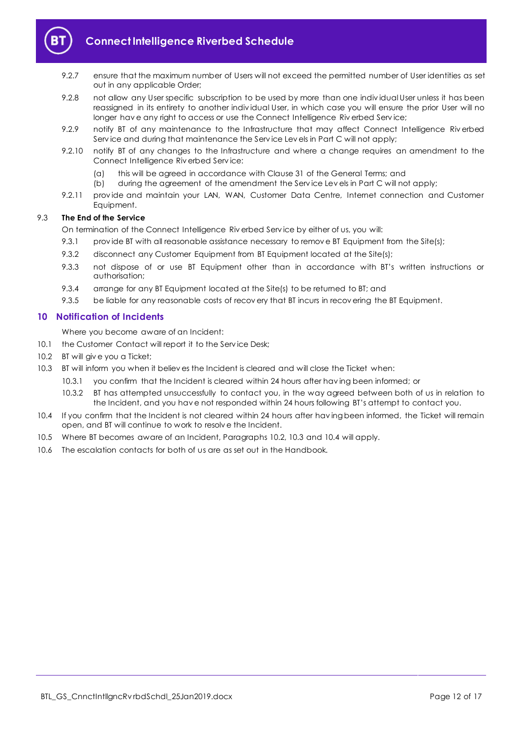9.2.7 ensure that the maximum number of Users will not exceed the permitted number of User identities as set out in any applicable Order;

9.2.8 not allow any User specific subscription to be used by more than one individual User unless it has been reassigned in its entirety to another individual User, in which case you will ensure the prior User will no longer have any right to access or use the Connect Intelligence Riverbed Service;

9.2.9 notify BT of any maintenance to the Infrastructure that may affect Connect Intelligence Riverbed Service and during that maintenance the Service Levels in Part C will not apply;

9.2.10 notify BT of any changes to the Infrastructure and where a change requires an amendment to the Connect Intelligence Riverbed Service:

(a) this will be agreed in accordance with Clause 31 of the General Terms; and

(b) during the agreement of the amendment the Service Levels in Part C will not apply;

9.2.11 provide and maintain your LAN, WAN, Customer Data Centre, Internet connection and Customer Equipment.

9.3 **The End of the Service**

On termination of the Connect Intelligence Riverbed Service by either of us, you will:

9.3.1 provide BT with all reasonable assistance necessary to remove BT Equipment from the Site(s);

9.3.2 disconnect any Customer Equipment from BT Equipment located at the Site(s);

9.3.3 not dispose of or use BT Equipment other than in accordance with BT's written instructions or authorisation;

9.3.4 arrange for any BT Equipment located at the Site(s) to be returned to BT; and

9.3.5 be liable for any reasonable costs of recovery that BT incurs in recovering the BT Equipment.

## 10 Notification of Incidents

Where you become aware of an Incident:

10.1 the Customer Contact will report it to the Service Desk;

10.2 BT will give you a Ticket;

10.3 BT will inform you when it believes the Incident is cleared and will close the Ticket when:

10.3.1 you confirm that the Incident is cleared within 24 hours after having been informed; or

10.3.2 BT has attempted unsuccessfully to contact you, in the way agreed between both of us in relation to the Incident, and you have not responded within 24 hours following BT's attempt to contact you.

10.4 If you confirm that the Incident is not cleared within 24 hours after having been informed, the Ticket will remain open, and BT will continue to work to resolve the Incident.

10.5 Where BT becomes aware of an Incident, Paragraphs 10.2, 10.3 and 10.4 will apply.

10.6 The escalation contacts for both of us are as set out in the Handbook.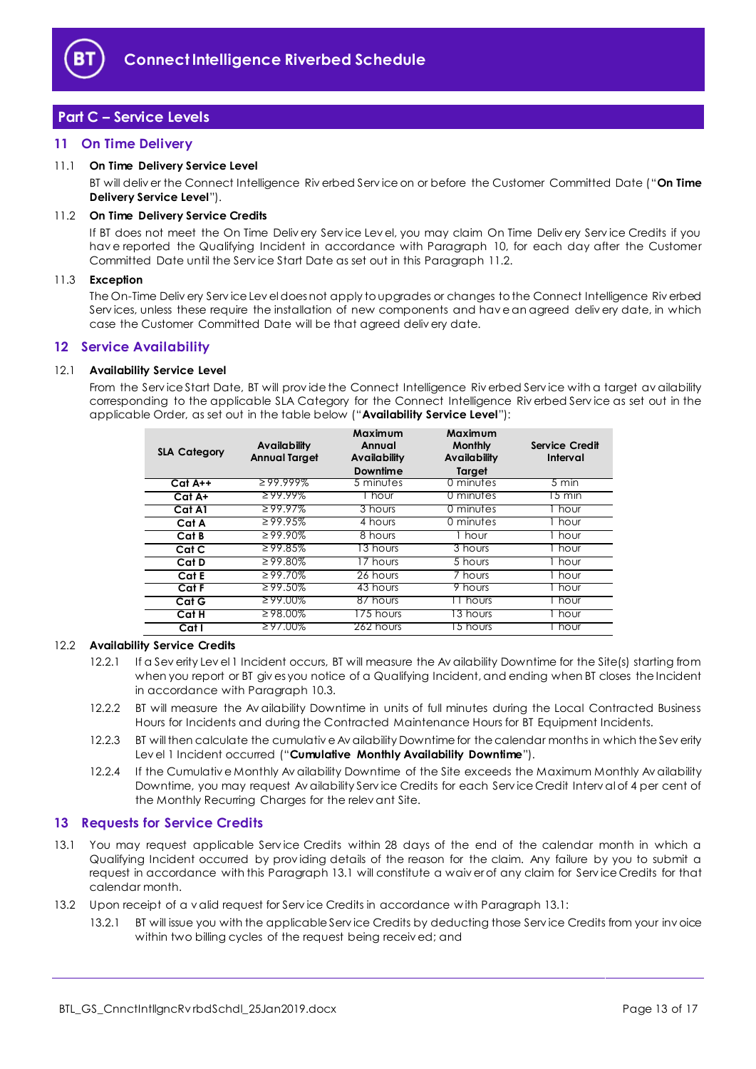## Part C – Service Levels

### 11 On Time Delivery

11.1 **On Time Delivery Service Level**

BT will deliver the Connect Intelligence Riverbed Service on or before the Customer Committed Date ("**On Time Delivery Service Level**").

11.2 **On Time Delivery Service Credits**

If BT does not meet the On Time Delivery Service Level, you may claim On Time Delivery Service Credits if you have reported the Qualifying Incident in accordance with Paragraph 10, for each day after the Customer Committed Date until the Service Start Date as set out in this Paragraph 11.2.

11.3 **Exception**

The On-Time Delivery Service Level does not apply to upgrades or changes to the Connect Intelligence Riverbed Services, unless these require the installation of new components and have an agreed delivery date, in which case the Customer Committed Date will be that agreed delivery date.

### 12 Service Availability

12.1 **Availability Service Level**

From the Service Start Date, BT will provide the Connect Intelligence Riverbed Service with a target availability corresponding to the applicable SLA Category for the Connect Intelligence Riverbed Service as set out in the applicable Order, as set out in the table below ("**Availability Service Level**"):

| SLA Category | Availability Annual Target | Maximum Annual Availability Downtime | Maximum Monthly Availability Target | Service Credit Interval |
|---|---|---|---|---|
| Cat A++ | ≥ 99.999% | 5 minutes | 0 minutes | 5 min |
| Cat A+ | ≥ 99.99% | 1 hour | 0 minutes | 15 min |
| Cat A1 | ≥ 99.97% | 3 hours | 0 minutes | 1 hour |
| Cat A | ≥ 99.95% | 4 hours | 0 minutes | 1 hour |
| Cat B | ≥ 99.90% | 8 hours | 1 hour | 1 hour |
| Cat C | ≥ 99.85% | 13 hours | 3 hours | 1 hour |
| Cat D | ≥ 99.80% | 17 hours | 5 hours | 1 hour |
| Cat E | ≥ 99.70% | 26 hours | 7 hours | 1 hour |
| Cat F | ≥ 99.50% | 43 hours | 9 hours | 1 hour |
| Cat G | ≥ 99.00% | 87 hours | 11 hours | 1 hour |
| Cat H | ≥ 98.00% | 175 hours | 13 hours | 1 hour |
| Cat I | ≥ 97.00% | 262 hours | 15 hours | 1 hour |

12.2 **Availability Service Credits**

12.2.1 If a Severity Level 1 Incident occurs, BT will measure the Availability Downtime for the Site(s) starting from when you report or BT gives you notice of a Qualifying Incident, and ending when BT closes the Incident in accordance with Paragraph 10.3.

12.2.2 BT will measure the Availability Downtime in units of full minutes during the Local Contracted Business Hours for Incidents and during the Contracted Maintenance Hours for BT Equipment Incidents.

12.2.3 BT will then calculate the cumulative Availability Downtime for the calendar months in which the Severity Level 1 Incident occurred ("**Cumulative Monthly Availability Downtime**").

12.2.4 If the Cumulative Monthly Availability Downtime of the Site exceeds the Maximum Monthly Availability Downtime, you may request Availability Service Credits for each Service Credit Interval of 4 per cent of the Monthly Recurring Charges for the relevant Site.

### 13 Requests for Service Credits

13.1 You may request applicable Service Credits within 28 days of the end of the calendar month in which a Qualifying Incident occurred by providing details of the reason for the claim. Any failure by you to submit a request in accordance with this Paragraph 13.1 will constitute a waiver of any claim for Service Credits for that calendar month.

13.2 Upon receipt of a valid request for Service Credits in accordance with Paragraph 13.1:

13.2.1 BT will issue you with the applicable Service Credits by deducting those Service Credits from your invoice within two billing cycles of the request being received; and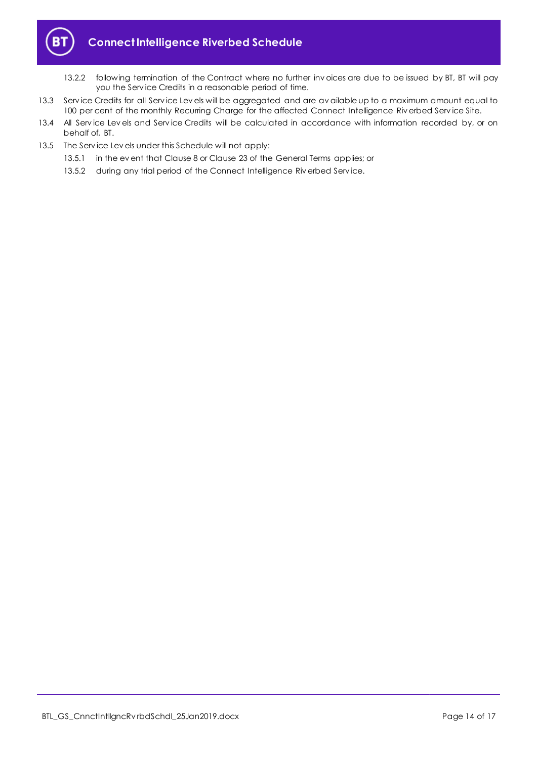13.2.2 following termination of the Contract where no further invoices are due to be issued by BT, BT will pay you the Service Credits in a reasonable period of time.

13.3 Service Credits for all Service Levels will be aggregated and are available up to a maximum amount equal to 100 per cent of the monthly Recurring Charge for the affected Connect Intelligence Riverbed Service Site.

13.4 All Service Levels and Service Credits will be calculated in accordance with information recorded by, or on behalf of, BT.

13.5 The Service Levels under this Schedule will not apply:

13.5.1 in the event that Clause 8 or Clause 23 of the General Terms applies; or

13.5.2 during any trial period of the Connect Intelligence Riverbed Service.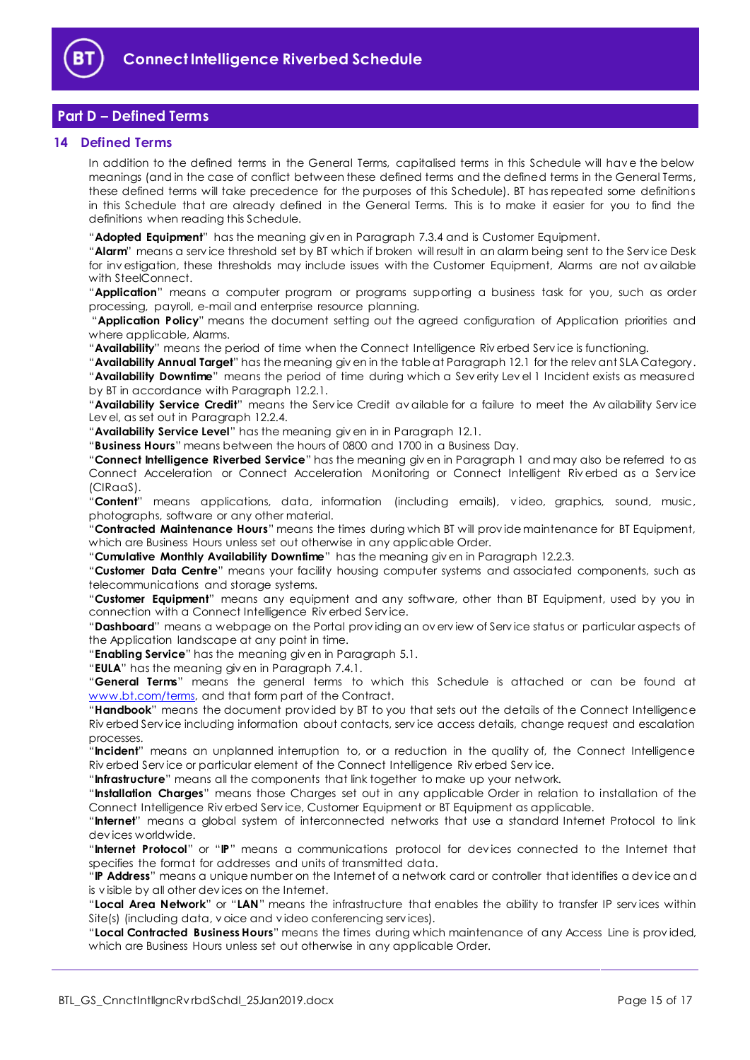## Part D – Defined Terms

### 14 Defined Terms

In addition to the defined terms in the General Terms, capitalised terms in this Schedule will have the below meanings (and in the case of conflict between these defined terms and the defined terms in the General Terms, these defined terms will take precedence for the purposes of this Schedule). BT has repeated some definitions in this Schedule that are already defined in the General Terms. This is to make it easier for you to find the definitions when reading this Schedule.

"**Adopted Equipment**" has the meaning given in Paragraph 7.3.4 and is Customer Equipment.

"**Alarm**" means a service threshold set by BT which if broken will result in an alarm being sent to the Service Desk for investigation, these thresholds may include issues with the Customer Equipment, Alarms are not available with SteelConnect.

"**Application**" means a computer program or programs supporting a business task for you, such as order processing, payroll, e-mail and enterprise resource planning.

"**Application Policy**" means the document setting out the agreed configuration of Application priorities and where applicable, Alarms.

"**Availability**" means the period of time when the Connect Intelligence Riverbed Service is functioning.

"**Availability Annual Target**" has the meaning given in the table at Paragraph 12.1 for the relevant SLA Category.

"**Availability Downtime**" means the period of time during which a Severity Level 1 Incident exists as measured by BT in accordance with Paragraph 12.2.1.

"**Availability Service Credit**" means the Service Credit available for a failure to meet the Availability Service Level, as set out in Paragraph 12.2.4.

"**Availability Service Level**" has the meaning given in in Paragraph 12.1.

"**Business Hours**" means between the hours of 0800 and 1700 in a Business Day.

"**Connect Intelligence Riverbed Service**" has the meaning given in Paragraph 1 and may also be referred to as Connect Acceleration or Connect Acceleration Monitoring or Connect Intelligent Riverbed as a Service (CIRaaS).

"**Content**" means applications, data, information (including emails), video, graphics, sound, music, photographs, software or any other material.

"**Contracted Maintenance Hours**" means the times during which BT will provide maintenance for BT Equipment, which are Business Hours unless set out otherwise in any applicable Order.

"**Cumulative Monthly Availability Downtime**" has the meaning given in Paragraph 12.2.3.

"**Customer Data Centre**" means your facility housing computer systems and associated components, such as telecommunications and storage systems.

"**Customer Equipment**" means any equipment and any software, other than BT Equipment, used by you in connection with a Connect Intelligence Riverbed Service.

"**Dashboard**" means a webpage on the Portal providing an overview of Service status or particular aspects of the Application landscape at any point in time.

"**Enabling Service**" has the meaning given in Paragraph 5.1.

"**EULA**" has the meaning given in Paragraph 7.4.1.

"**General Terms**" means the general terms to which this Schedule is attached or can be found at www.bt.com/terms, and that form part of the Contract.

"**Handbook**" means the document provided by BT to you that sets out the details of the Connect Intelligence Riverbed Service including information about contacts, service access details, change request and escalation processes.

"**Incident**" means an unplanned interruption to, or a reduction in the quality of, the Connect Intelligence Riverbed Service or particular element of the Connect Intelligence Riverbed Service.

"**Infrastructure**" means all the components that link together to make up your network.

"**Installation Charges**" means those Charges set out in any applicable Order in relation to installation of the Connect Intelligence Riverbed Service, Customer Equipment or BT Equipment as applicable.

"**Internet**" means a global system of interconnected networks that use a standard Internet Protocol to link devices worldwide.

"**Internet Protocol**" or "**IP**" means a communications protocol for devices connected to the Internet that specifies the format for addresses and units of transmitted data.

"**IP Address**" means a unique number on the Internet of a network card or controller that identifies a device and is visible by all other devices on the Internet.

"**Local Area Network**" or "**LAN**" means the infrastructure that enables the ability to transfer IP services within Site(s) (including data, voice and video conferencing services).

"**Local Contracted Business Hours**" means the times during which maintenance of any Access Line is provided, which are Business Hours unless set out otherwise in any applicable Order.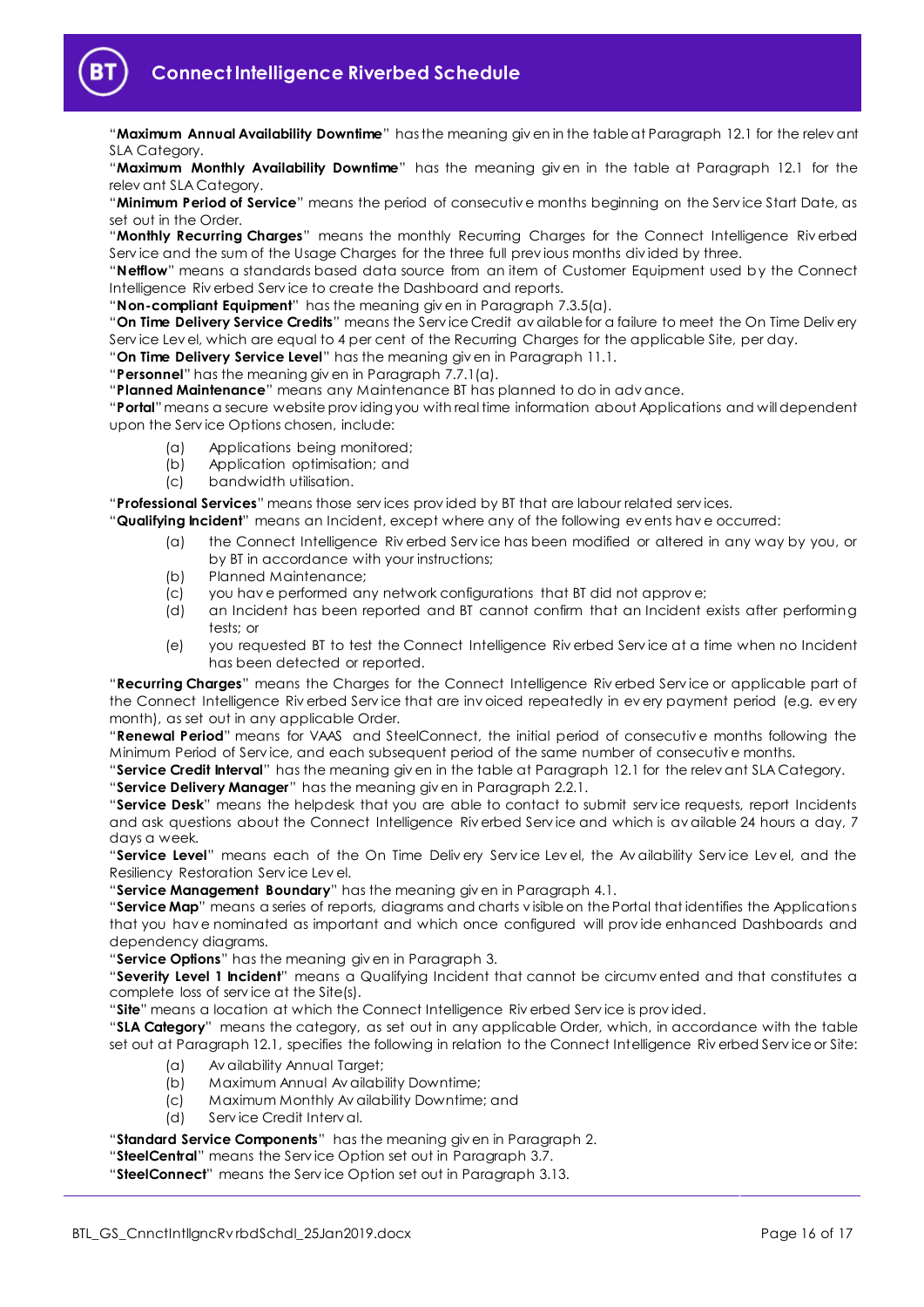"**Maximum Annual Availability Downtime**" has the meaning given in the table at Paragraph 12.1 for the relevant SLA Category.

"**Maximum Monthly Availability Downtime**" has the meaning given in the table at Paragraph 12.1 for the relevant SLA Category.

"**Minimum Period of Service**" means the period of consecutive months beginning on the Service Start Date, as set out in the Order.

"**Monthly Recurring Charges**" means the monthly Recurring Charges for the Connect Intelligence Riverbed Service and the sum of the Usage Charges for the three full previous months divided by three.

"**Netflow**" means a standards based data source from an item of Customer Equipment used by the Connect Intelligence Riverbed Service to create the Dashboard and reports.

"**Non-compliant Equipment**" has the meaning given in Paragraph 7.3.5(a).

"**On Time Delivery Service Credits**" means the Service Credit available for a failure to meet the On Time Delivery Service Level, which are equal to 4 per cent of the Recurring Charges for the applicable Site, per day.

"**On Time Delivery Service Level**" has the meaning given in Paragraph 11.1.

"**Personnel**" has the meaning given in Paragraph 7.7.1(a).

"**Planned Maintenance**" means any Maintenance BT has planned to do in advance.

"**Portal**" means a secure website providing you with real time information about Applications and will dependent upon the Service Options chosen, include:

(a) Applications being monitored;
(b) Application optimisation; and
(c) bandwidth utilisation.

"**Professional Services**" means those services provided by BT that are labour related services.

"**Qualifying Incident**" means an Incident, except where any of the following events have occurred:

(a) the Connect Intelligence Riverbed Service has been modified or altered in any way by you, or by BT in accordance with your instructions;
(b) Planned Maintenance;
(c) you have performed any network configurations that BT did not approve;
(d) an Incident has been reported and BT cannot confirm that an Incident exists after performing tests; or
(e) you requested BT to test the Connect Intelligence Riverbed Service at a time when no Incident has been detected or reported.

"**Recurring Charges**" means the Charges for the Connect Intelligence Riverbed Service or applicable part of the Connect Intelligence Riverbed Service that are invoiced repeatedly in every payment period (e.g. every month), as set out in any applicable Order.

"**Renewal Period**" means for VAAS and SteelConnect, the initial period of consecutive months following the Minimum Period of Service, and each subsequent period of the same number of consecutive months.

"**Service Credit Interval**" has the meaning given in the table at Paragraph 12.1 for the relevant SLA Category.

"**Service Delivery Manager**" has the meaning given in Paragraph 2.2.1.

"**Service Desk**" means the helpdesk that you are able to contact to submit service requests, report Incidents and ask questions about the Connect Intelligence Riverbed Service and which is available 24 hours a day, 7 days a week.

"**Service Level**" means each of the On Time Delivery Service Level, the Availability Service Level, and the Resiliency Restoration Service Level.

"**Service Management Boundary**" has the meaning given in Paragraph 4.1.

"**Service Map**" means a series of reports, diagrams and charts visible on the Portal that identifies the Applications that you have nominated as important and which once configured will provide enhanced Dashboards and dependency diagrams.

"**Service Options**" has the meaning given in Paragraph 3.

"**Severity Level 1 Incident**" means a Qualifying Incident that cannot be circumvented and that constitutes a complete loss of service at the Site(s).

"**Site**" means a location at which the Connect Intelligence Riverbed Service is provided.

"**SLA Category**" means the category, as set out in any applicable Order, which, in accordance with the table set out at Paragraph 12.1, specifies the following in relation to the Connect Intelligence Riverbed Service or Site:

(a) Availability Annual Target;
(b) Maximum Annual Availability Downtime;
(c) Maximum Monthly Availability Downtime; and
(d) Service Credit Interval.

"**Standard Service Components**" has the meaning given in Paragraph 2.

"**SteelCentral**" means the Service Option set out in Paragraph 3.7.

"**SteelConnect**" means the Service Option set out in Paragraph 3.13.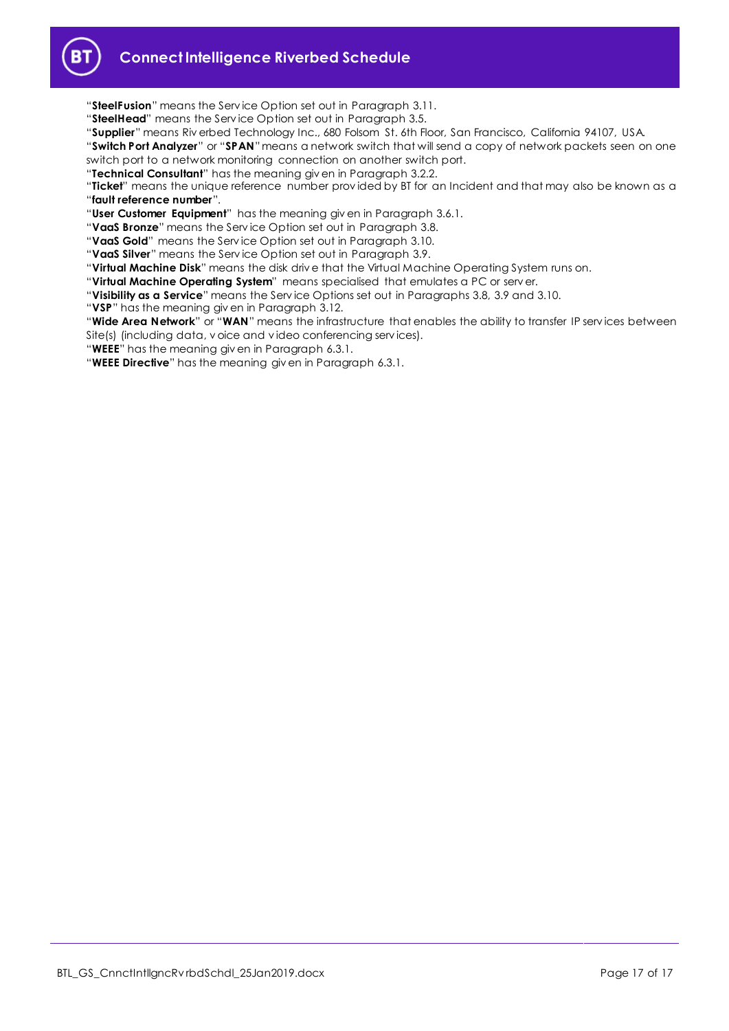"**SteelFusion**" means the Service Option set out in Paragraph 3.11.

"**SteelHead**" means the Service Option set out in Paragraph 3.5.

"**Supplier**" means Riverbed Technology Inc., 680 Folsom St. 6th Floor, San Francisco, California 94107, USA.

"**Switch Port Analyzer**" or "**SPAN**" means a network switch that will send a copy of network packets seen on one switch port to a network monitoring connection on another switch port.

"**Technical Consultant**" has the meaning given in Paragraph 3.2.2.

"**Ticket**" means the unique reference number provided by BT for an Incident and that may also be known as a "**fault reference number**".

"**User Customer Equipment**" has the meaning given in Paragraph 3.6.1.

"**VaaS Bronze**" means the Service Option set out in Paragraph 3.8.

"**VaaS Gold**" means the Service Option set out in Paragraph 3.10.

"**VaaS Silver**" means the Service Option set out in Paragraph 3.9.

"**Virtual Machine Disk**" means the disk drive that the Virtual Machine Operating System runs on.

"**Virtual Machine Operating System**" means specialised that emulates a PC or server.

"**Visibility as a Service**" means the Service Options set out in Paragraphs 3.8, 3.9 and 3.10.

"**VSP**" has the meaning given in Paragraph 3.12.

"**Wide Area Network**" or "**WAN**" means the infrastructure that enables the ability to transfer IP services between Site(s) (including data, voice and video conferencing services).

"**WEEE**" has the meaning given in Paragraph 6.3.1.

"**WEEE Directive**" has the meaning given in Paragraph 6.3.1.